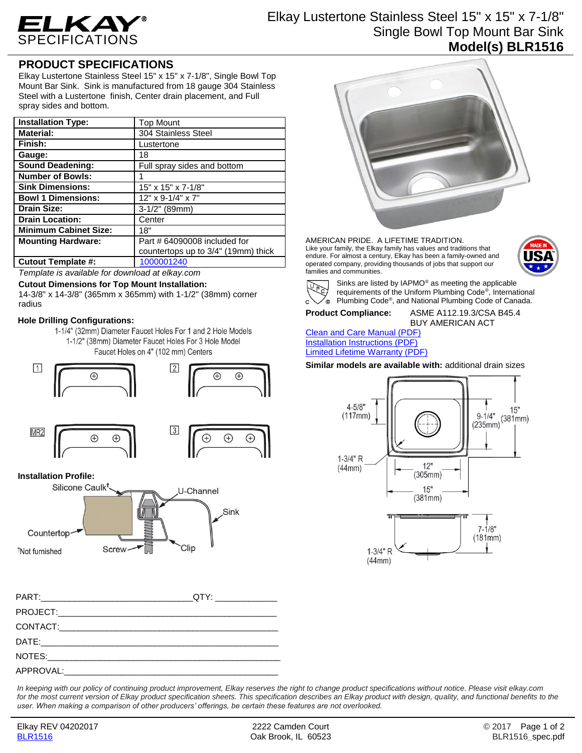# ELKAY SPECIFICATIONS

## Elkay Lustertone Stainless Steel 15" x 15" x 7-1/8" Single Bowl Top Mount Bar Sink

**Model(s) BLR1516**

## PRODUCT SPECIFICATIONS

Elkay Lustertone Stainless Steel 15" x 15" x 7-1/8", Single Bowl Top Mount Bar Sink. Sink is manufactured from 18 gauge 304 Stainless Steel with a Lustertone finish, Center drain placement, and Full spray sides and bottom.

| | |
|---|---|
| **Installation Type:** | Top Mount |
| **Material:** | 304 Stainless Steel |
| **Finish:** | Lustertone |
| **Gauge:** | 18 |
| **Sound Deadening:** | Full spray sides and bottom |
| **Number of Bowls:** | 1 |
| **Sink Dimensions:** | 15" x 15" x 7-1/8" |
| **Bowl 1 Dimensions:** | 12" x 9-1/4" x 7" |
| **Drain Size:** | 3-1/2" (89mm) |
| **Drain Location:** | Center |
| **Minimum Cabinet Size:** | 18" |
| **Mounting Hardware:** | Part # 64090008 included for countertops up to 3/4" (19mm) thick |
| **Cutout Template #:** | 1000001240 |

*Template is available for download at elkay.com*

**Cutout Dimensions for Top Mount Installation:**
14-3/8" x 14-3/8" (365mm x 365mm) with 1-1/2" (38mm) corner radius

**Hole Drilling Configurations:**

1-1/4" (32mm) Diameter Faucet Holes For 1 and 2 Hole Models
1-1/2" (38mm) Diameter Faucet Holes For 3 Hole Model
Faucet Holes on 4" (102 mm) Centers

1 &nbsp;&nbsp; 2 &nbsp;&nbsp; MR2 &nbsp;&nbsp; 3

**Installation Profile:**

Silicone Caulk† — U-Channel — Sink — Countertop — Screw — Clip

†Not furnished

AMERICAN PRIDE. A LIFETIME TRADITION.
Like your family, the Elkay family has values and traditions that endure. For almost a century, Elkay has been a family-owned and operated company, providing thousands of jobs that support our families and communities.

MADE IN USA

Sinks are listed by IAPMO® as meeting the applicable requirements of the Uniform Plumbing Code®, International Plumbing Code®, and National Plumbing Code of Canada.

**Product Compliance:** ASME A112.19.3/CSA B45.4
BUY AMERICAN ACT

Clean and Care Manual (PDF)
Installation Instructions (PDF)
Limited Lifetime Warranty (PDF)

**Similar models are available with:** additional drain sizes

Dimensions: 4-5/8" (117mm); 9-1/4" (235mm); 15" (381mm); 1-3/4" R (44mm); 12" (305mm); 15" (381mm); 7-1/8" (181mm); 1-3/4" R (44mm)

PART:______________________________QTY: ____________
PROJECT:_____________________________________________
CONTACT:_____________________________________________
DATE:________________________________________________
NOTES:_______________________________________________
APPROVAL:____________________________________________

*In keeping with our policy of continuing product improvement, Elkay reserves the right to change product specifications without notice. Please visit elkay.com for the most current version of Elkay product specification sheets. This specification describes an Elkay product with design, quality, and functional benefits to the user. When making a comparison of other producers' offerings, be certain these features are not overlooked.*

Elkay REV 04202017 &nbsp;&nbsp; 2222 Camden Court, Oak Brook, IL 60523 &nbsp;&nbsp; © 2017
BLR1516 &nbsp;&nbsp; BLR1516_spec.pdf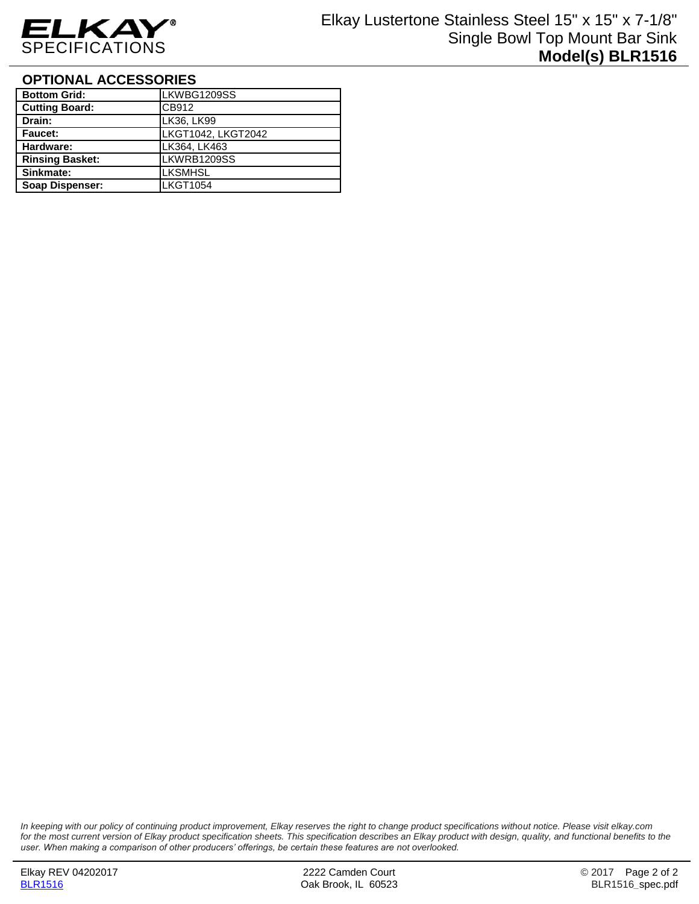## OPTIONAL ACCESSORIES

| | |
|---|---|
| **Bottom Grid:** | LKWBG1209SS |
| **Cutting Board:** | CB912 |
| **Drain:** | LK36, LK99 |
| **Faucet:** | LKGT1042, LKGT2042 |
| **Hardware:** | LK364, LK463 |
| **Rinsing Basket:** | LKWRB1209SS |
| **Sinkmate:** | LKSMHSL |
| **Soap Dispenser:** | LKGT1054 |

*In keeping with our policy of continuing product improvement, Elkay reserves the right to change product specifications without notice. Please visit elkay.com for the most current version of Elkay product specification sheets. This specification describes an Elkay product with design, quality, and functional benefits to the user. When making a comparison of other producers' offerings, be certain these features are not overlooked.*